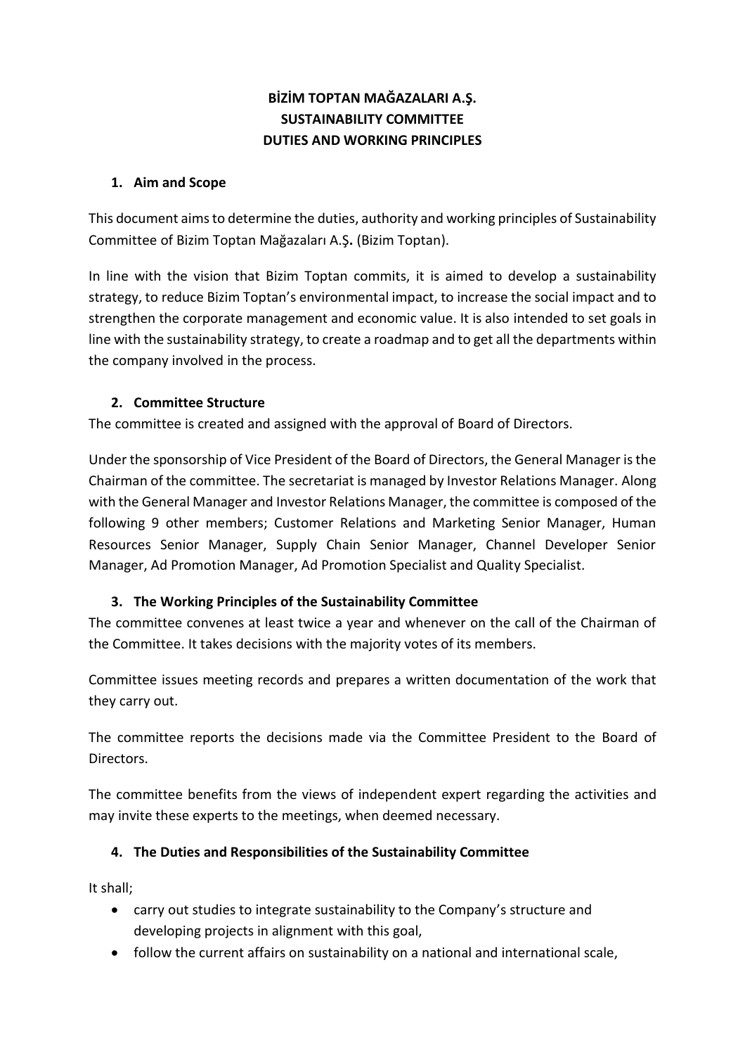# BİZİM TOPTAN MAĞAZALARI A.Ş.
# SUSTAINABILITY COMMITTEE
# DUTIES AND WORKING PRINCIPLES

## 1. Aim and Scope

This document aims to determine the duties, authority and working principles of Sustainability Committee of Bizim Toptan Mağazaları A.Ş. (Bizim Toptan).

In line with the vision that Bizim Toptan commits, it is aimed to develop a sustainability strategy, to reduce Bizim Toptan's environmental impact, to increase the social impact and to strengthen the corporate management and economic value. It is also intended to set goals in line with the sustainability strategy, to create a roadmap and to get all the departments within the company involved in the process.

## 2. Committee Structure

The committee is created and assigned with the approval of Board of Directors.

Under the sponsorship of Vice President of the Board of Directors, the General Manager is the Chairman of the committee. The secretariat is managed by Investor Relations Manager. Along with the General Manager and Investor Relations Manager, the committee is composed of the following 9 other members; Customer Relations and Marketing Senior Manager, Human Resources Senior Manager, Supply Chain Senior Manager, Channel Developer Senior Manager, Ad Promotion Manager, Ad Promotion Specialist and Quality Specialist.

## 3. The Working Principles of the Sustainability Committee

The committee convenes at least twice a year and whenever on the call of the Chairman of the Committee. It takes decisions with the majority votes of its members.

Committee issues meeting records and prepares a written documentation of the work that they carry out.

The committee reports the decisions made via the Committee President to the Board of Directors.

The committee benefits from the views of independent expert regarding the activities and may invite these experts to the meetings, when deemed necessary.

## 4. The Duties and Responsibilities of the Sustainability Committee

It shall;

- carry out studies to integrate sustainability to the Company's structure and developing projects in alignment with this goal,
- follow the current affairs on sustainability on a national and international scale,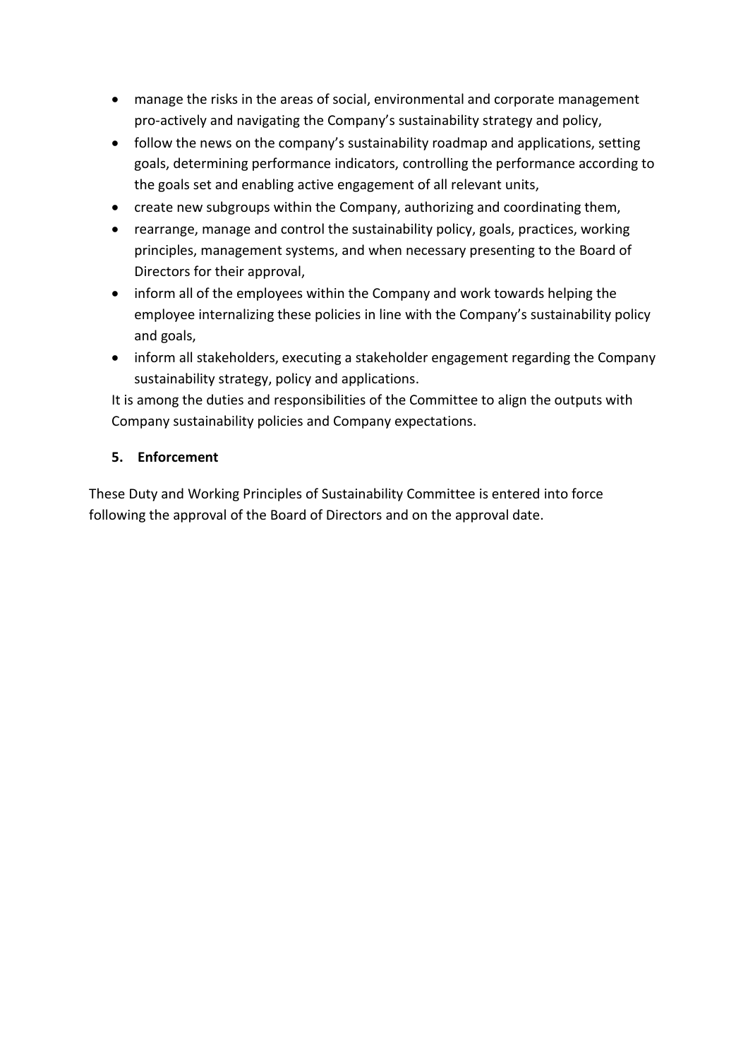- manage the risks in the areas of social, environmental and corporate management pro-actively and navigating the Company's sustainability strategy and policy,
- follow the news on the company's sustainability roadmap and applications, setting goals, determining performance indicators, controlling the performance according to the goals set and enabling active engagement of all relevant units,
- create new subgroups within the Company, authorizing and coordinating them,
- rearrange, manage and control the sustainability policy, goals, practices, working principles, management systems, and when necessary presenting to the Board of Directors for their approval,
- inform all of the employees within the Company and work towards helping the employee internalizing these policies in line with the Company's sustainability policy and goals,
- inform all stakeholders, executing a stakeholder engagement regarding the Company sustainability strategy, policy and applications.

It is among the duties and responsibilities of the Committee to align the outputs with Company sustainability policies and Company expectations.

## 5. Enforcement

These Duty and Working Principles of Sustainability Committee is entered into force following the approval of the Board of Directors and on the approval date.